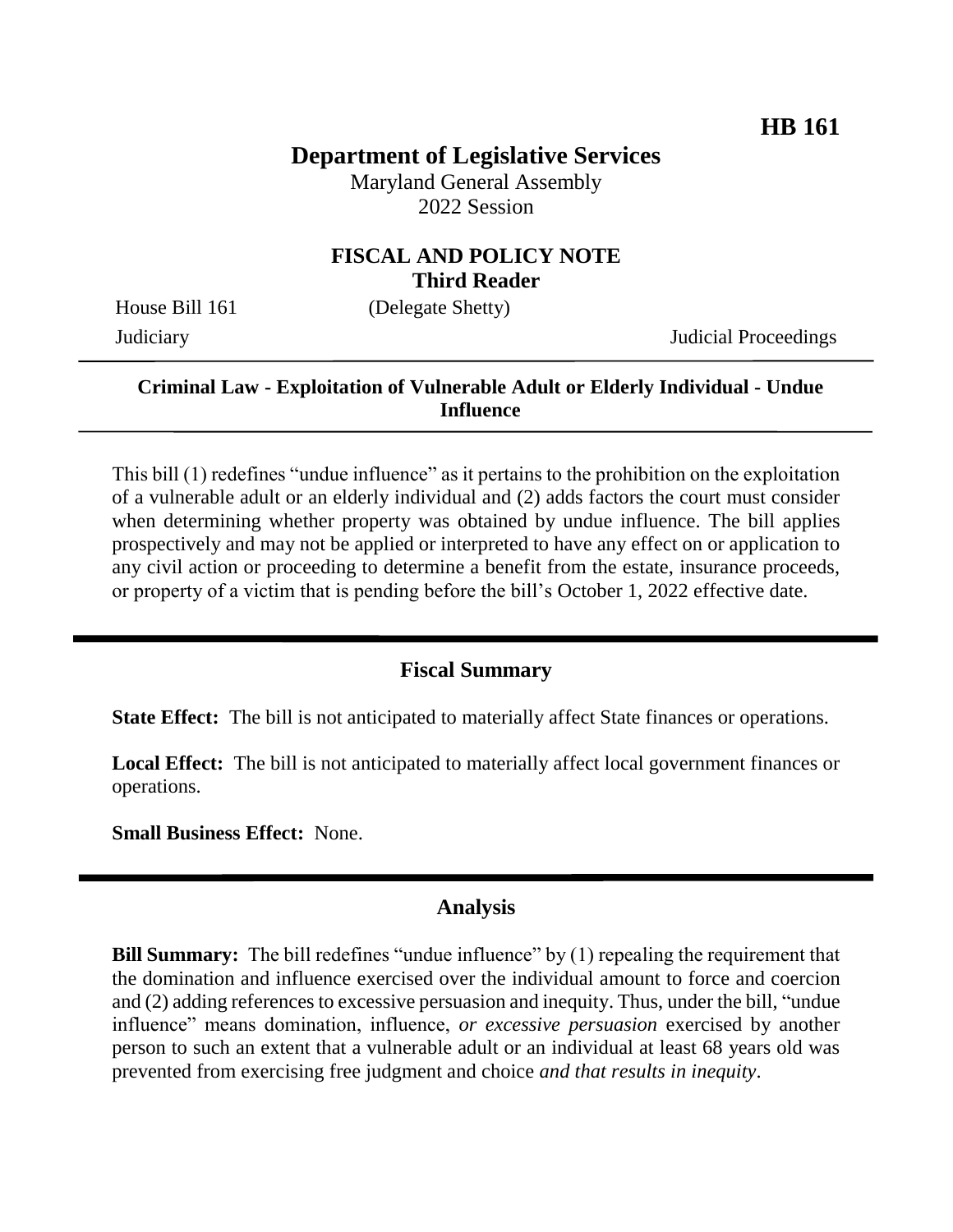**HB 161**

# Department of Legislative Services

Maryland General Assembly
2022 Session

## FISCAL AND POLICY NOTE
**Third Reader**

House Bill 161 (Delegate Shetty)

Judiciary Judicial Proceedings

**Criminal Law - Exploitation of Vulnerable Adult or Elderly Individual - Undue Influence**

This bill (1) redefines "undue influence" as it pertains to the prohibition on the exploitation of a vulnerable adult or an elderly individual and (2) adds factors the court must consider when determining whether property was obtained by undue influence. The bill applies prospectively and may not be applied or interpreted to have any effect on or application to any civil action or proceeding to determine a benefit from the estate, insurance proceeds, or property of a victim that is pending before the bill's October 1, 2022 effective date.

## Fiscal Summary

**State Effect:** The bill is not anticipated to materially affect State finances or operations.

**Local Effect:** The bill is not anticipated to materially affect local government finances or operations.

**Small Business Effect:** None.

## Analysis

**Bill Summary:** The bill redefines "undue influence" by (1) repealing the requirement that the domination and influence exercised over the individual amount to force and coercion and (2) adding references to excessive persuasion and inequity. Thus, under the bill, "undue influence" means domination, influence, *or excessive persuasion* exercised by another person to such an extent that a vulnerable adult or an individual at least 68 years old was prevented from exercising free judgment and choice *and that results in inequity*.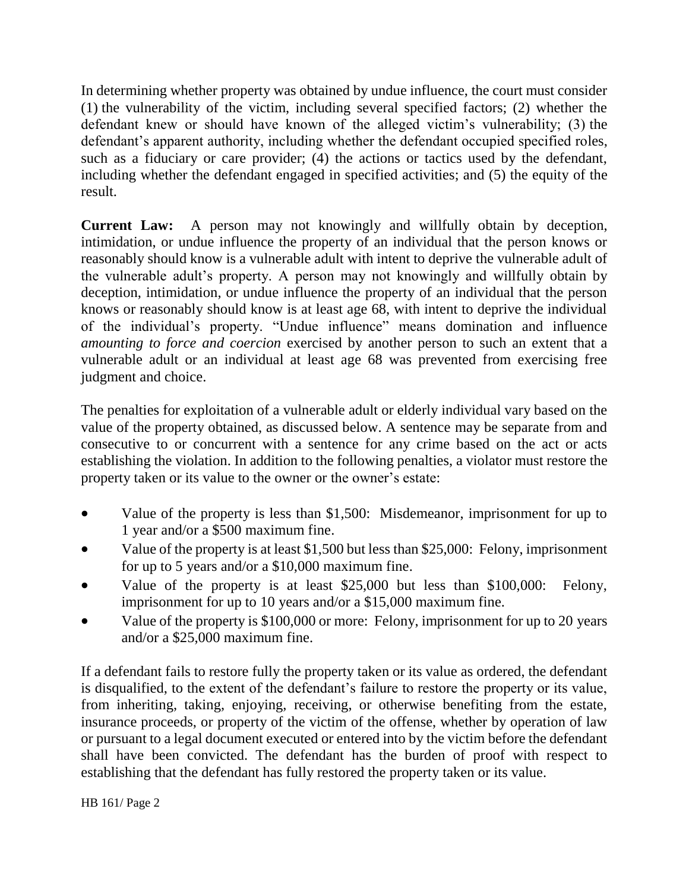In determining whether property was obtained by undue influence, the court must consider (1) the vulnerability of the victim, including several specified factors; (2) whether the defendant knew or should have known of the alleged victim's vulnerability; (3) the defendant's apparent authority, including whether the defendant occupied specified roles, such as a fiduciary or care provider; (4) the actions or tactics used by the defendant, including whether the defendant engaged in specified activities; and (5) the equity of the result.

**Current Law:** A person may not knowingly and willfully obtain by deception, intimidation, or undue influence the property of an individual that the person knows or reasonably should know is a vulnerable adult with intent to deprive the vulnerable adult of the vulnerable adult's property. A person may not knowingly and willfully obtain by deception, intimidation, or undue influence the property of an individual that the person knows or reasonably should know is at least age 68, with intent to deprive the individual of the individual's property. "Undue influence" means domination and influence *amounting to force and coercion* exercised by another person to such an extent that a vulnerable adult or an individual at least age 68 was prevented from exercising free judgment and choice.

The penalties for exploitation of a vulnerable adult or elderly individual vary based on the value of the property obtained, as discussed below. A sentence may be separate from and consecutive to or concurrent with a sentence for any crime based on the act or acts establishing the violation. In addition to the following penalties, a violator must restore the property taken or its value to the owner or the owner's estate:

- Value of the property is less than $1,500: Misdemeanor, imprisonment for up to 1 year and/or a $500 maximum fine.
- Value of the property is at least $1,500 but less than $25,000: Felony, imprisonment for up to 5 years and/or a $10,000 maximum fine.
- Value of the property is at least $25,000 but less than $100,000: Felony, imprisonment for up to 10 years and/or a $15,000 maximum fine.
- Value of the property is $100,000 or more: Felony, imprisonment for up to 20 years and/or a $25,000 maximum fine.

If a defendant fails to restore fully the property taken or its value as ordered, the defendant is disqualified, to the extent of the defendant's failure to restore the property or its value, from inheriting, taking, enjoying, receiving, or otherwise benefiting from the estate, insurance proceeds, or property of the victim of the offense, whether by operation of law or pursuant to a legal document executed or entered into by the victim before the defendant shall have been convicted. The defendant has the burden of proof with respect to establishing that the defendant has fully restored the property taken or its value.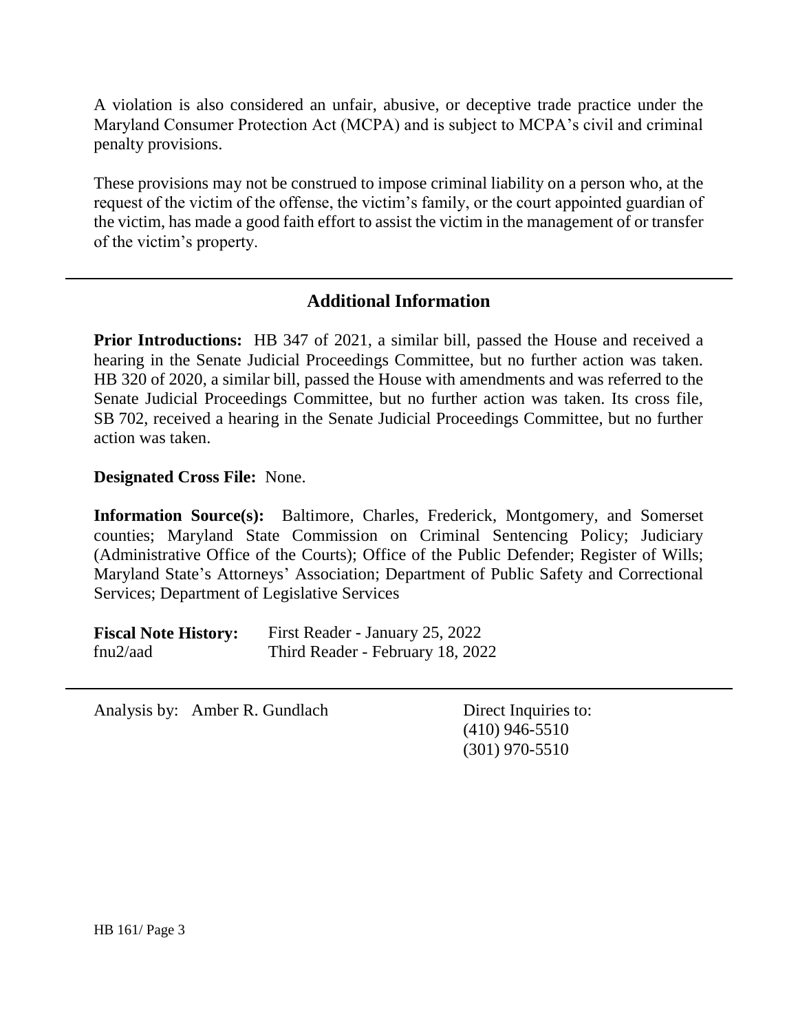A violation is also considered an unfair, abusive, or deceptive trade practice under the Maryland Consumer Protection Act (MCPA) and is subject to MCPA's civil and criminal penalty provisions.

These provisions may not be construed to impose criminal liability on a person who, at the request of the victim of the offense, the victim's family, or the court appointed guardian of the victim, has made a good faith effort to assist the victim in the management of or transfer of the victim's property.

---

## Additional Information

**Prior Introductions:** HB 347 of 2021, a similar bill, passed the House and received a hearing in the Senate Judicial Proceedings Committee, but no further action was taken. HB 320 of 2020, a similar bill, passed the House with amendments and was referred to the Senate Judicial Proceedings Committee, but no further action was taken. Its cross file, SB 702, received a hearing in the Senate Judicial Proceedings Committee, but no further action was taken.

**Designated Cross File:** None.

**Information Source(s):** Baltimore, Charles, Frederick, Montgomery, and Somerset counties; Maryland State Commission on Criminal Sentencing Policy; Judiciary (Administrative Office of the Courts); Office of the Public Defender; Register of Wills; Maryland State's Attorneys' Association; Department of Public Safety and Correctional Services; Department of Legislative Services

**Fiscal Note History:** First Reader - January 25, 2022
fnu2/aad Third Reader - February 18, 2022

---

Analysis by: Amber R. Gundlach

Direct Inquiries to:
(410) 946-5510
(301) 970-5510